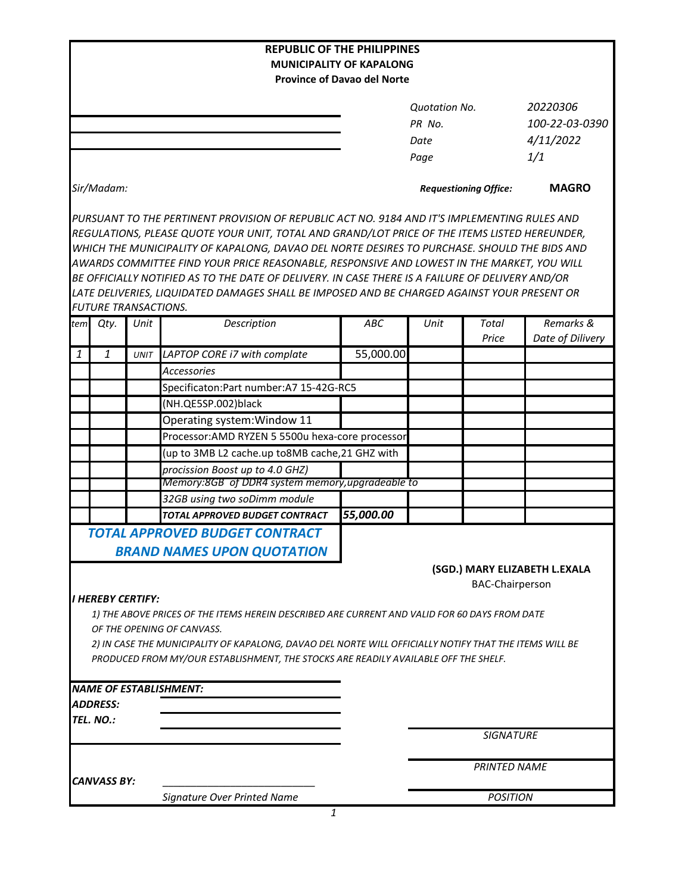**REPUBLIC OF THE PHILIPPINES**
**MUNICIPALITY OF KAPALONG**
**Province of Davao del Norte**

| | |
|---|---|
| *Quotation No.* | *20220306* |
| *PR No.* | *100-22-03-0390* |
| *Date* | *4/11/2022* |
| *Page* | *1/1* |

*Sir/Madam:*

***Requestioning Office:*** **MAGRO**

*PURSUANT TO THE PERTINENT PROVISION OF REPUBLIC ACT NO. 9184 AND IT'S IMPLEMENTING RULES AND REGULATIONS, PLEASE QUOTE YOUR UNIT, TOTAL AND GRAND/LOT PRICE OF THE ITEMS LISTED HEREUNDER, WHICH THE MUNICIPALITY OF KAPALONG, DAVAO DEL NORTE DESIRES TO PURCHASE. SHOULD THE BIDS AND AWARDS COMMITTEE FIND YOUR PRICE REASONABLE, RESPONSIVE AND LOWEST IN THE MARKET, YOU WILL BE OFFICIALLY NOTIFIED AS TO THE DATE OF DELIVERY. IN CASE THERE IS A FAILURE OF DELIVERY AND/OR LATE DELIVERIES, LIQUIDATED DAMAGES SHALL BE IMPOSED AND BE CHARGED AGAINST YOUR PRESENT OR FUTURE TRANSACTIONS.*

| tem | Qty. | Unit | Description | ABC | Unit | Total Price | Remarks & Date of Dilivery |
|---|---|---|---|---|---|---|---|
| 1 | 1 | UNIT | LAPTOP CORE i7 with complate | 55,000.00 | | | |
| | | | Accessories | | | | |
| | | | Specificaton:Part number:A7 15-42G-RC5 | | | | |
| | | | (NH.QE5SP.002)black | | | | |
| | | | Operating system:Window 11 | | | | |
| | | | Processor:AMD RYZEN 5 5500u hexa-core processor | | | | |
| | | | (up to 3MB L2 cache.up to8MB cache,21 GHZ with | | | | |
| | | | procission Boost up to 4.0 GHZ) | | | | |
| | | | Memory:8GB of DDR4 system memory,upgradeable to | | | | |
| | | | 32GB using two soDimm module | | | | |
| | | | **TOTAL APPROVED BUDGET CONTRACT** | **55,000.00** | | | |

***TOTAL APPROVED BUDGET CONTRACT***
***BRAND NAMES UPON QUOTATION***

**(SGD.) MARY ELIZABETH L.EXALA**
BAC-Chairperson

***I HEREBY CERTIFY:***

*1) THE ABOVE PRICES OF THE ITEMS HEREIN DESCRIBED ARE CURRENT AND VALID FOR 60 DAYS FROM DATE OF THE OPENING OF CANVASS.*

*2) IN CASE THE MUNICIPALITY OF KAPALONG, DAVAO DEL NORTE WILL OFFICIALLY NOTIFY THAT THE ITEMS WILL BE PRODUCED FROM MY/OUR ESTABLISHMENT, THE STOCKS ARE READILY AVAILABLE OFF THE SHELF.*

***NAME OF ESTABLISHMENT:*** ____________________

***ADDRESS:*** ____________________

***TEL. NO.:*** ____________________

____________________
*SIGNATURE*

____________________
*PRINTED NAME*

____________________
*POSITION*

***CANVASS BY:*** ____________________
*Signature Over Printed Name*